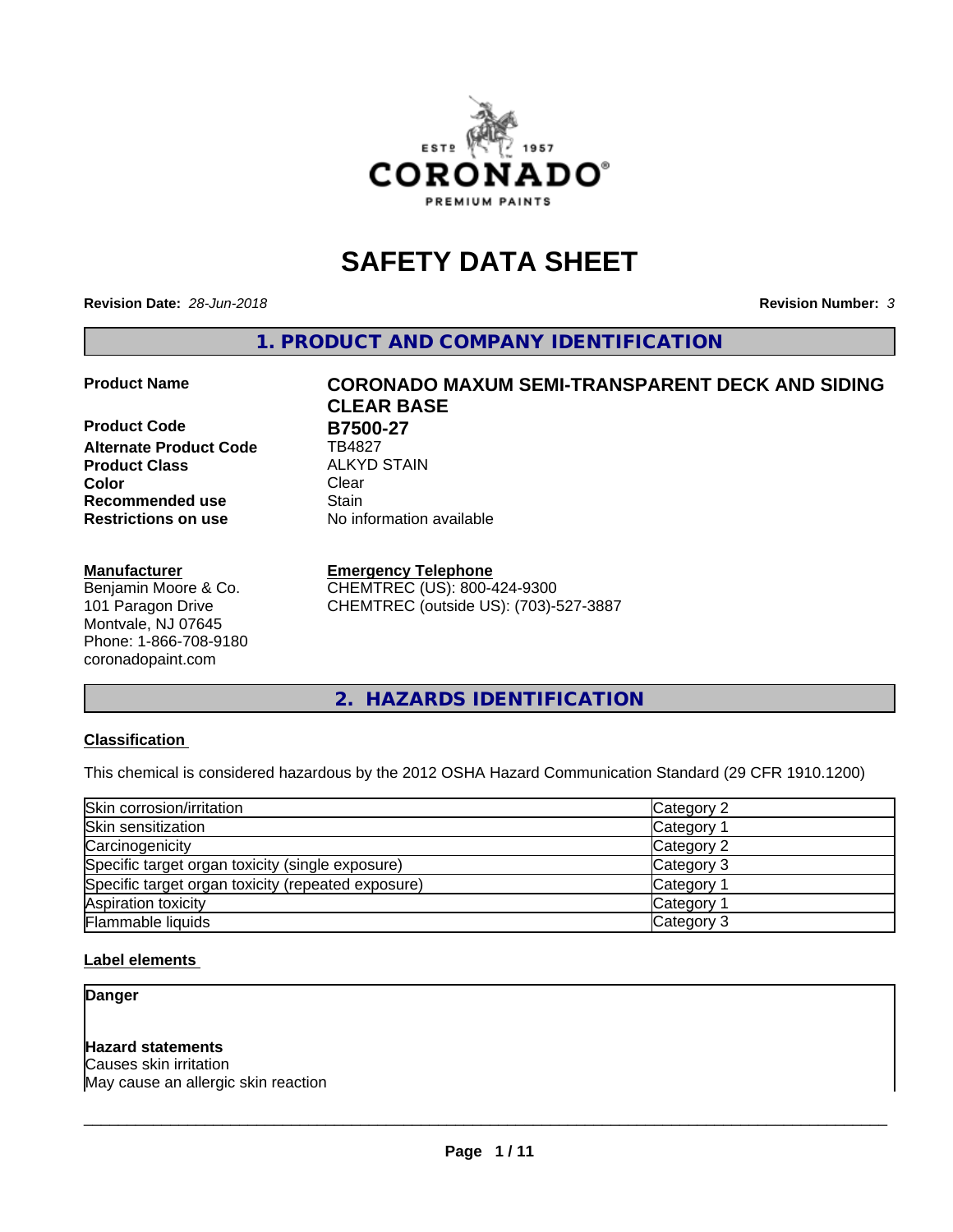# SAFETY DATA SHEET

**Revision Date:** *28-Jun-2018* **Revision Number:** *3*

## 1. PRODUCT AND COMPANY IDENTIFICATION

| | |
|---|---|
| **Product Name** | **CORONADO MAXUM SEMI-TRANSPARENT DECK AND SIDING CLEAR BASE** |
| **Product Code** | **B7500-27** |
| **Alternate Product Code** | TB4827 |
| **Product Class** | ALKYD STAIN |
| **Color** | Clear |
| **Recommended use** | Stain |
| **Restrictions on use** | No information available |

**Manufacturer**
Benjamin Moore & Co.
101 Paragon Drive
Montvale, NJ 07645
Phone: 1-866-708-9180
coronadopaint.com

**Emergency Telephone**
CHEMTREC (US): 800-424-9300
CHEMTREC (outside US): (703)-527-3887

## 2. HAZARDS IDENTIFICATION

### Classification

This chemical is considered hazardous by the 2012 OSHA Hazard Communication Standard (29 CFR 1910.1200)

| | |
|---|---|
| Skin corrosion/irritation | Category 2 |
| Skin sensitization | Category 1 |
| Carcinogenicity | Category 2 |
| Specific target organ toxicity (single exposure) | Category 3 |
| Specific target organ toxicity (repeated exposure) | Category 1 |
| Aspiration toxicity | Category 1 |
| Flammable liquids | Category 3 |

### Label elements

**Danger**

**Hazard statements**
Causes skin irritation
May cause an allergic skin reaction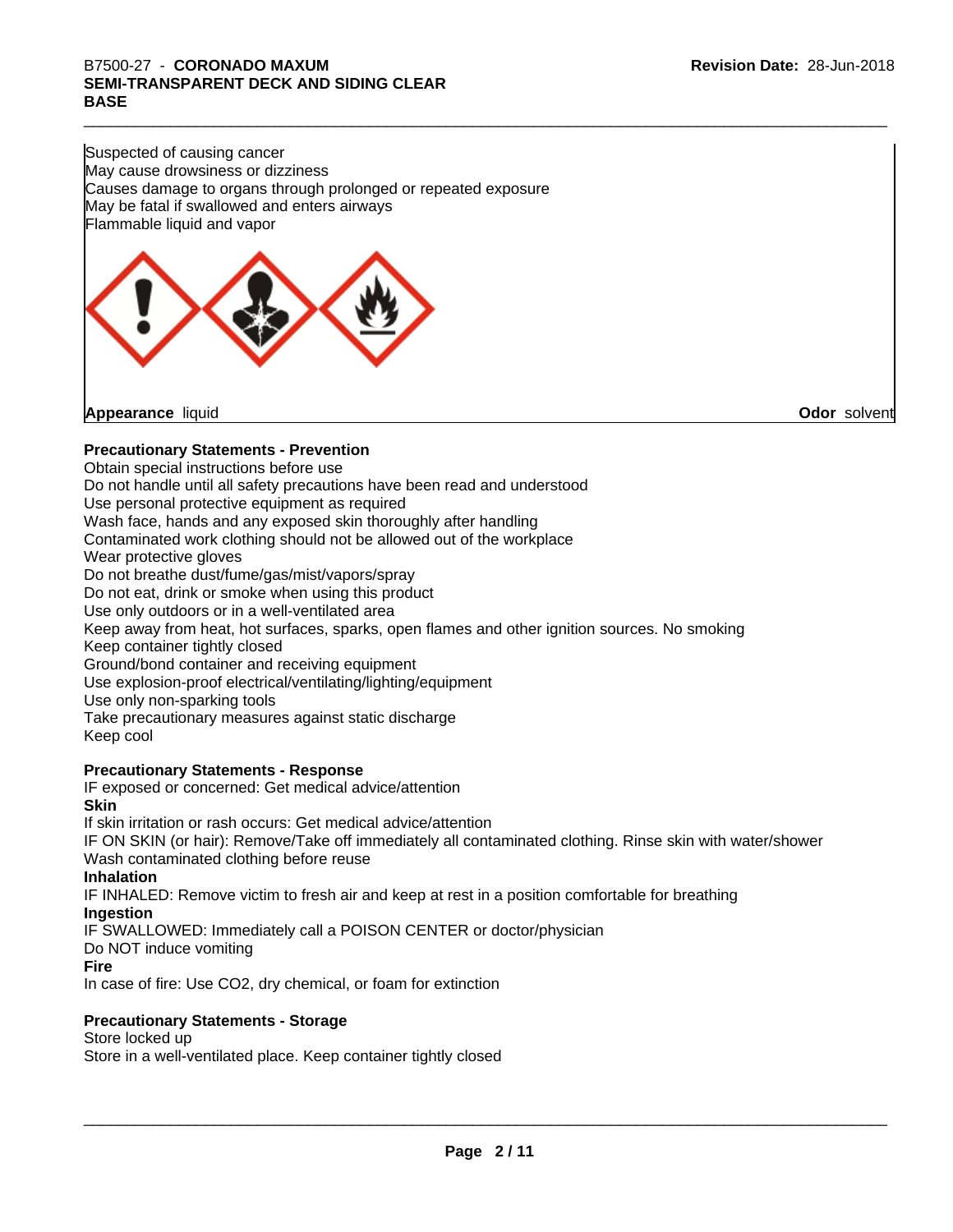Suspected of causing cancer
May cause drowsiness or dizziness
Causes damage to organs through prolonged or repeated exposure
May be fatal if swallowed and enters airways
Flammable liquid and vapor

**Appearance** liquid **Odor** solvent

**Precautionary Statements - Prevention**

Obtain special instructions before use
Do not handle until all safety precautions have been read and understood
Use personal protective equipment as required
Wash face, hands and any exposed skin thoroughly after handling
Contaminated work clothing should not be allowed out of the workplace
Wear protective gloves
Do not breathe dust/fume/gas/mist/vapors/spray
Do not eat, drink or smoke when using this product
Use only outdoors or in a well-ventilated area
Keep away from heat, hot surfaces, sparks, open flames and other ignition sources. No smoking
Keep container tightly closed
Ground/bond container and receiving equipment
Use explosion-proof electrical/ventilating/lighting/equipment
Use only non-sparking tools
Take precautionary measures against static discharge
Keep cool

**Precautionary Statements - Response**

IF exposed or concerned: Get medical advice/attention

**Skin**

If skin irritation or rash occurs: Get medical advice/attention
IF ON SKIN (or hair): Remove/Take off immediately all contaminated clothing. Rinse skin with water/shower
Wash contaminated clothing before reuse

**Inhalation**

IF INHALED: Remove victim to fresh air and keep at rest in a position comfortable for breathing

**Ingestion**

IF SWALLOWED: Immediately call a POISON CENTER or doctor/physician
Do NOT induce vomiting

**Fire**

In case of fire: Use CO2, dry chemical, or foam for extinction

**Precautionary Statements - Storage**

Store locked up
Store in a well-ventilated place. Keep container tightly closed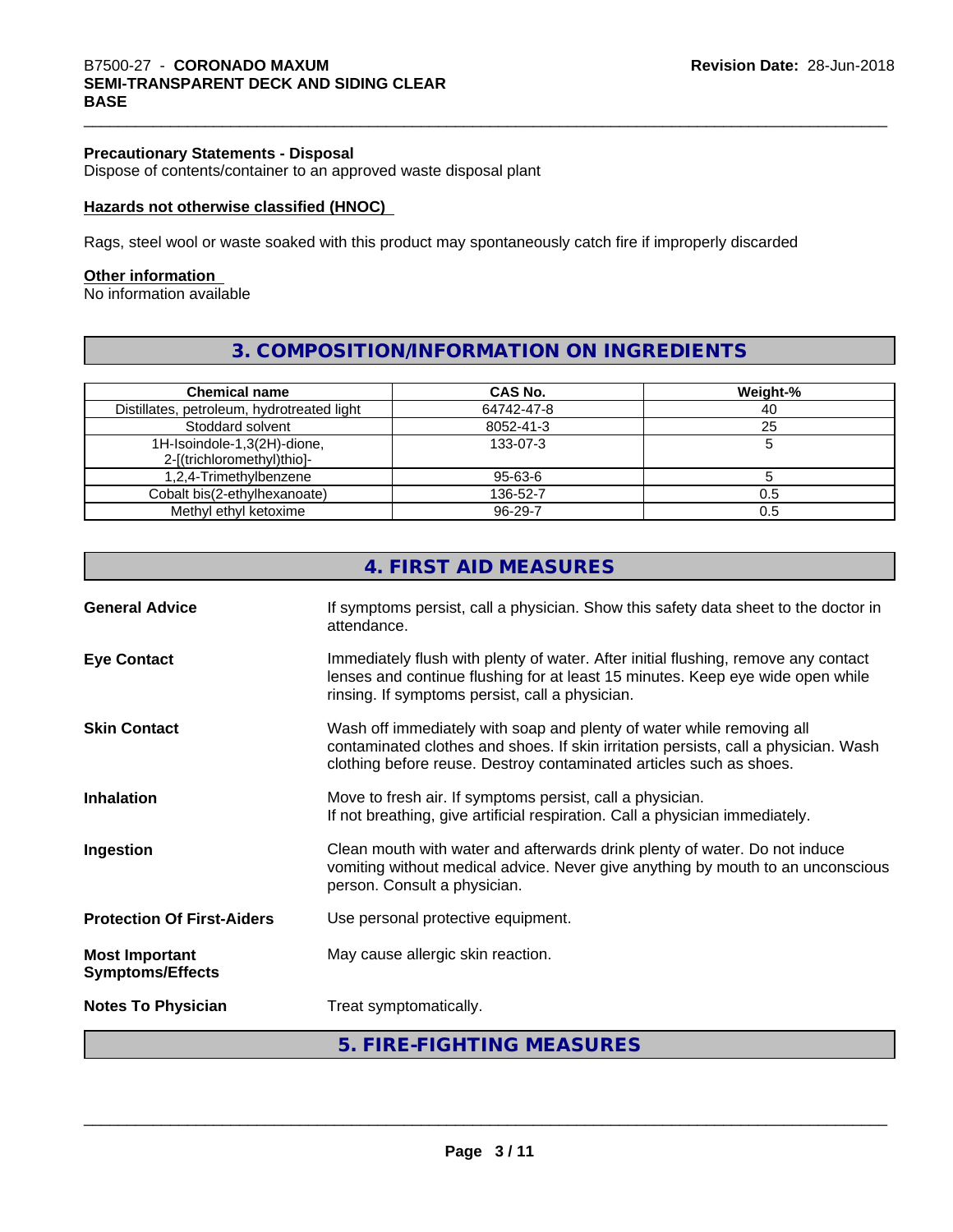#### Precautionary Statements - Disposal

Dispose of contents/container to an approved waste disposal plant

#### Hazards not otherwise classified (HNOC)

Rags, steel wool or waste soaked with this product may spontaneously catch fire if improperly discarded

#### Other information

No information available

## 3. COMPOSITION/INFORMATION ON INGREDIENTS

| Chemical name | CAS No. | Weight-% |
| --- | --- | --- |
| Distillates, petroleum, hydrotreated light | 64742-47-8 | 40 |
| Stoddard solvent | 8052-41-3 | 25 |
| 1H-Isoindole-1,3(2H)-dione, 2-[(trichloromethyl)thio]- | 133-07-3 | 5 |
| 1,2,4-Trimethylbenzene | 95-63-6 | 5 |
| Cobalt bis(2-ethylhexanoate) | 136-52-7 | 0.5 |
| Methyl ethyl ketoxime | 96-29-7 | 0.5 |

## 4. FIRST AID MEASURES

**General Advice**
If symptoms persist, call a physician. Show this safety data sheet to the doctor in attendance.

**Eye Contact**
Immediately flush with plenty of water. After initial flushing, remove any contact lenses and continue flushing for at least 15 minutes. Keep eye wide open while rinsing. If symptoms persist, call a physician.

**Skin Contact**
Wash off immediately with soap and plenty of water while removing all contaminated clothes and shoes. If skin irritation persists, call a physician. Wash clothing before reuse. Destroy contaminated articles such as shoes.

**Inhalation**
Move to fresh air. If symptoms persist, call a physician.
If not breathing, give artificial respiration. Call a physician immediately.

**Ingestion**
Clean mouth with water and afterwards drink plenty of water. Do not induce vomiting without medical advice. Never give anything by mouth to an unconscious person. Consult a physician.

**Protection Of First-Aiders**
Use personal protective equipment.

**Most Important Symptoms/Effects**
May cause allergic skin reaction.

**Notes To Physician**
Treat symptomatically.

## 5. FIRE-FIGHTING MEASURES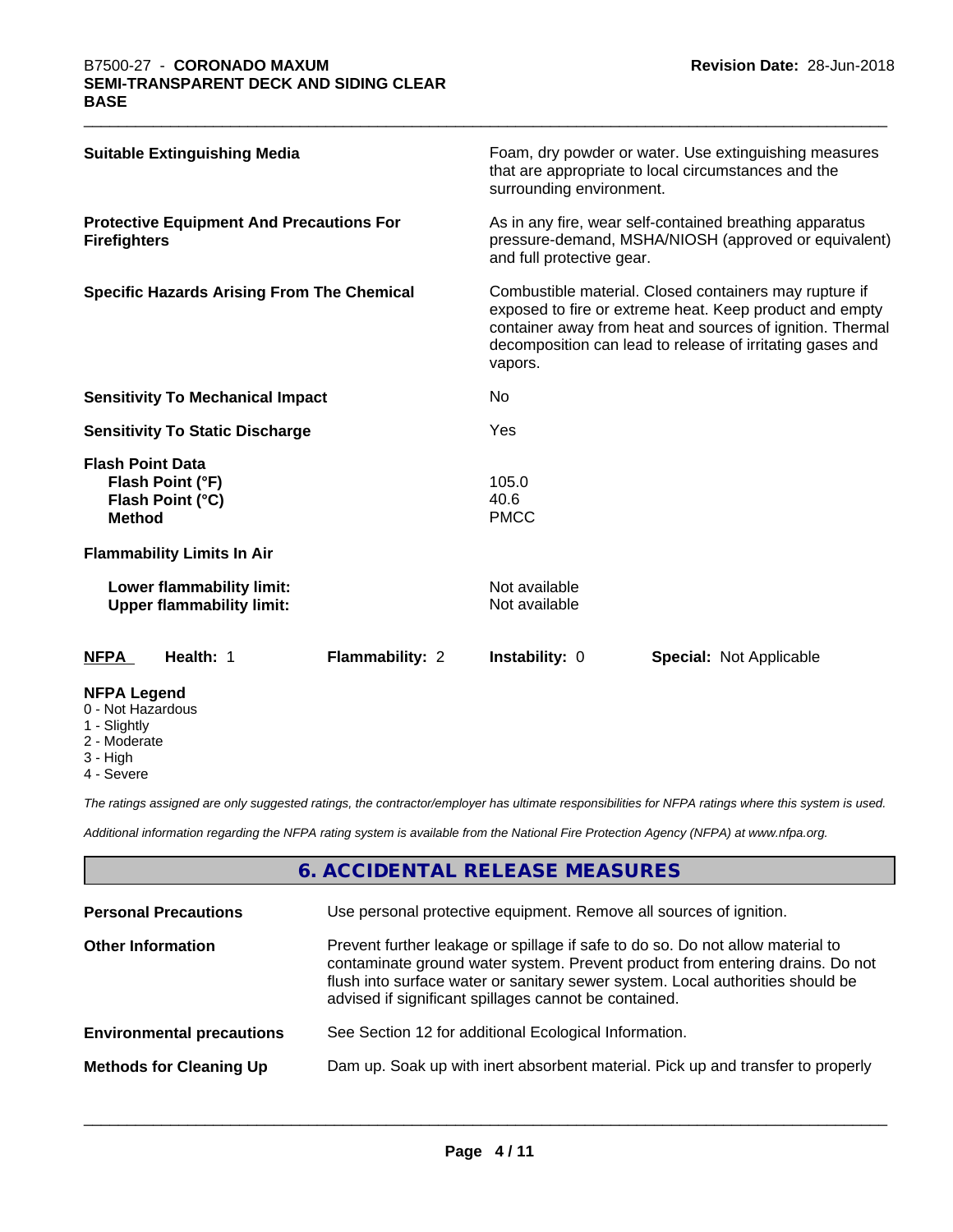| | |
|---|---|
| **Suitable Extinguishing Media** | Foam, dry powder or water. Use extinguishing measures that are appropriate to local circumstances and the surrounding environment. |
| **Protective Equipment And Precautions For Firefighters** | As in any fire, wear self-contained breathing apparatus pressure-demand, MSHA/NIOSH (approved or equivalent) and full protective gear. |
| **Specific Hazards Arising From The Chemical** | Combustible material. Closed containers may rupture if exposed to fire or extreme heat. Keep product and empty container away from heat and sources of ignition. Thermal decomposition can lead to release of irritating gases and vapors. |
| **Sensitivity To Mechanical Impact** | No |
| **Sensitivity To Static Discharge** | Yes |

**Flash Point Data**

| | |
|---|---|
| **Flash Point (°F)** | 105.0 |
| **Flash Point (°C)** | 40.6 |
| **Method** | PMCC |

**Flammability Limits In Air**

| | |
|---|---|
| **Lower flammability limit:** | Not available |
| **Upper flammability limit:** | Not available |

| **NFPA** | **Health:** 1 | **Flammability:** 2 | **Instability:** 0 | **Special:** Not Applicable |
|---|---|---|---|---|

**NFPA Legend**
- 0 - Not Hazardous
- 1 - Slightly
- 2 - Moderate
- 3 - High
- 4 - Severe

*The ratings assigned are only suggested ratings, the contractor/employer has ultimate responsibilities for NFPA ratings where this system is used.*

*Additional information regarding the NFPA rating system is available from the National Fire Protection Agency (NFPA) at www.nfpa.org.*

## 6. ACCIDENTAL RELEASE MEASURES

| | |
|---|---|
| **Personal Precautions** | Use personal protective equipment. Remove all sources of ignition. |
| **Other Information** | Prevent further leakage or spillage if safe to do so. Do not allow material to contaminate ground water system. Prevent product from entering drains. Do not flush into surface water or sanitary sewer system. Local authorities should be advised if significant spillages cannot be contained. |
| **Environmental precautions** | See Section 12 for additional Ecological Information. |
| **Methods for Cleaning Up** | Dam up. Soak up with inert absorbent material. Pick up and transfer to properly |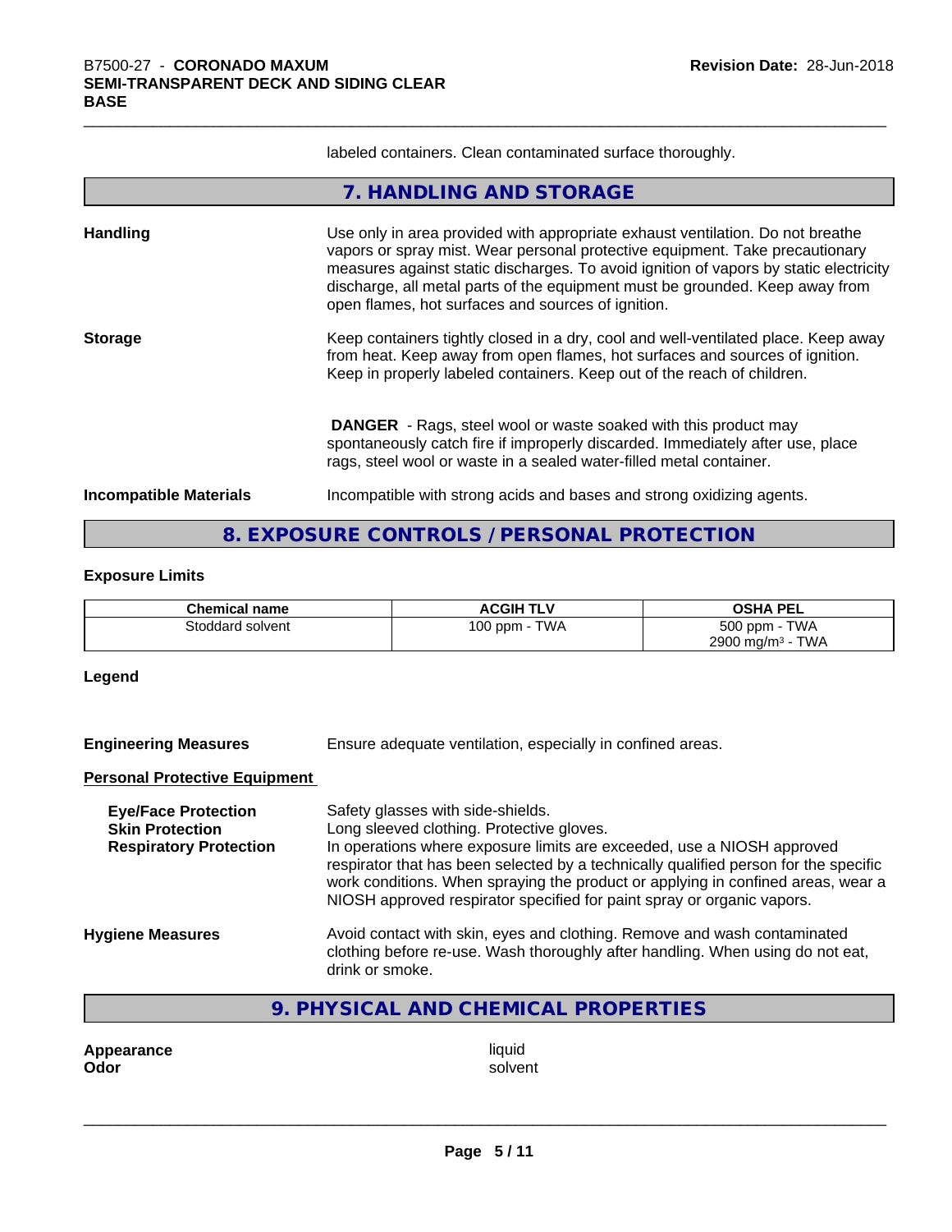labeled containers. Clean contaminated surface thoroughly.

## 7. HANDLING AND STORAGE

**Handling** Use only in area provided with appropriate exhaust ventilation. Do not breathe vapors or spray mist. Wear personal protective equipment. Take precautionary measures against static discharges. To avoid ignition of vapors by static electricity discharge, all metal parts of the equipment must be grounded. Keep away from open flames, hot surfaces and sources of ignition.

**Storage** Keep containers tightly closed in a dry, cool and well-ventilated place. Keep away from heat. Keep away from open flames, hot surfaces and sources of ignition. Keep in properly labeled containers. Keep out of the reach of children.

**DANGER** - Rags, steel wool or waste soaked with this product may spontaneously catch fire if improperly discarded. Immediately after use, place rags, steel wool or waste in a sealed water-filled metal container.

**Incompatible Materials** Incompatible with strong acids and bases and strong oxidizing agents.

## 8. EXPOSURE CONTROLS / PERSONAL PROTECTION

### Exposure Limits

| Chemical name | ACGIH TLV | OSHA PEL |
|---|---|---|
| Stoddard solvent | 100 ppm - TWA | 500 ppm - TWA<br>2900 mg/m³ - TWA |

### Legend

**Engineering Measures** Ensure adequate ventilation, especially in confined areas.

### Personal Protective Equipment

**Eye/Face Protection** Safety glasses with side-shields.

**Skin Protection** Long sleeved clothing. Protective gloves.

**Respiratory Protection** In operations where exposure limits are exceeded, use a NIOSH approved respirator that has been selected by a technically qualified person for the specific work conditions. When spraying the product or applying in confined areas, wear a NIOSH approved respirator specified for paint spray or organic vapors.

**Hygiene Measures** Avoid contact with skin, eyes and clothing. Remove and wash contaminated clothing before re-use. Wash thoroughly after handling. When using do not eat, drink or smoke.

## 9. PHYSICAL AND CHEMICAL PROPERTIES

**Appearance** liquid

**Odor** solvent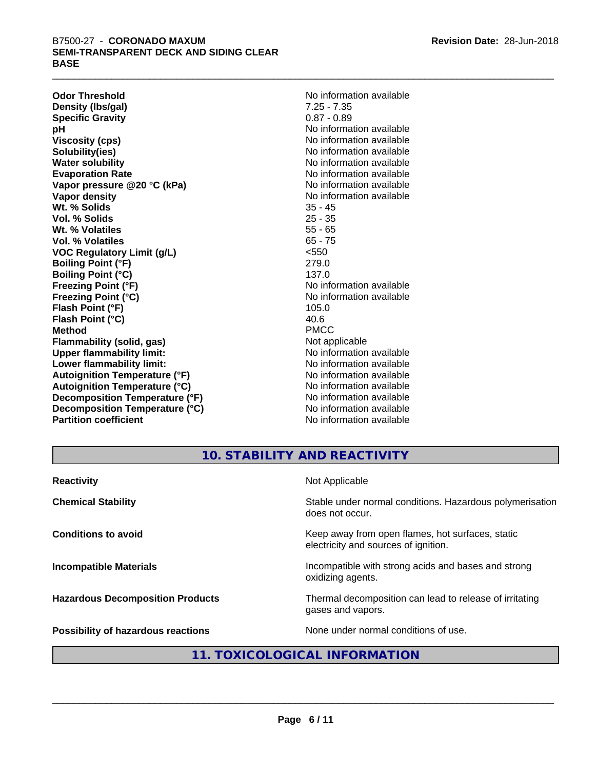| | |
|---|---|
| **Odor Threshold** | No information available |
| **Density (lbs/gal)** | 7.25 - 7.35 |
| **Specific Gravity** | 0.87 - 0.89 |
| **pH** | No information available |
| **Viscosity (cps)** | No information available |
| **Solubility(ies)** | No information available |
| **Water solubility** | No information available |
| **Evaporation Rate** | No information available |
| **Vapor pressure @20 °C (kPa)** | No information available |
| **Vapor density** | No information available |
| **Wt. % Solids** | 35 - 45 |
| **Vol. % Solids** | 25 - 35 |
| **Wt. % Volatiles** | 55 - 65 |
| **Vol. % Volatiles** | 65 - 75 |
| **VOC Regulatory Limit (g/L)** | <550 |
| **Boiling Point (°F)** | 279.0 |
| **Boiling Point (°C)** | 137.0 |
| **Freezing Point (°F)** | No information available |
| **Freezing Point (°C)** | No information available |
| **Flash Point (°F)** | 105.0 |
| **Flash Point (°C)** | 40.6 |
| **Method** | PMCC |
| **Flammability (solid, gas)** | Not applicable |
| **Upper flammability limit:** | No information available |
| **Lower flammability limit:** | No information available |
| **Autoignition Temperature (°F)** | No information available |
| **Autoignition Temperature (°C)** | No information available |
| **Decomposition Temperature (°F)** | No information available |
| **Decomposition Temperature (°C)** | No information available |
| **Partition coefficient** | No information available |

## 10. STABILITY AND REACTIVITY

| | |
|---|---|
| **Reactivity** | Not Applicable |
| **Chemical Stability** | Stable under normal conditions. Hazardous polymerisation does not occur. |
| **Conditions to avoid** | Keep away from open flames, hot surfaces, static electricity and sources of ignition. |
| **Incompatible Materials** | Incompatible with strong acids and bases and strong oxidizing agents. |
| **Hazardous Decomposition Products** | Thermal decomposition can lead to release of irritating gases and vapors. |
| **Possibility of hazardous reactions** | None under normal conditions of use. |

## 11. TOXICOLOGICAL INFORMATION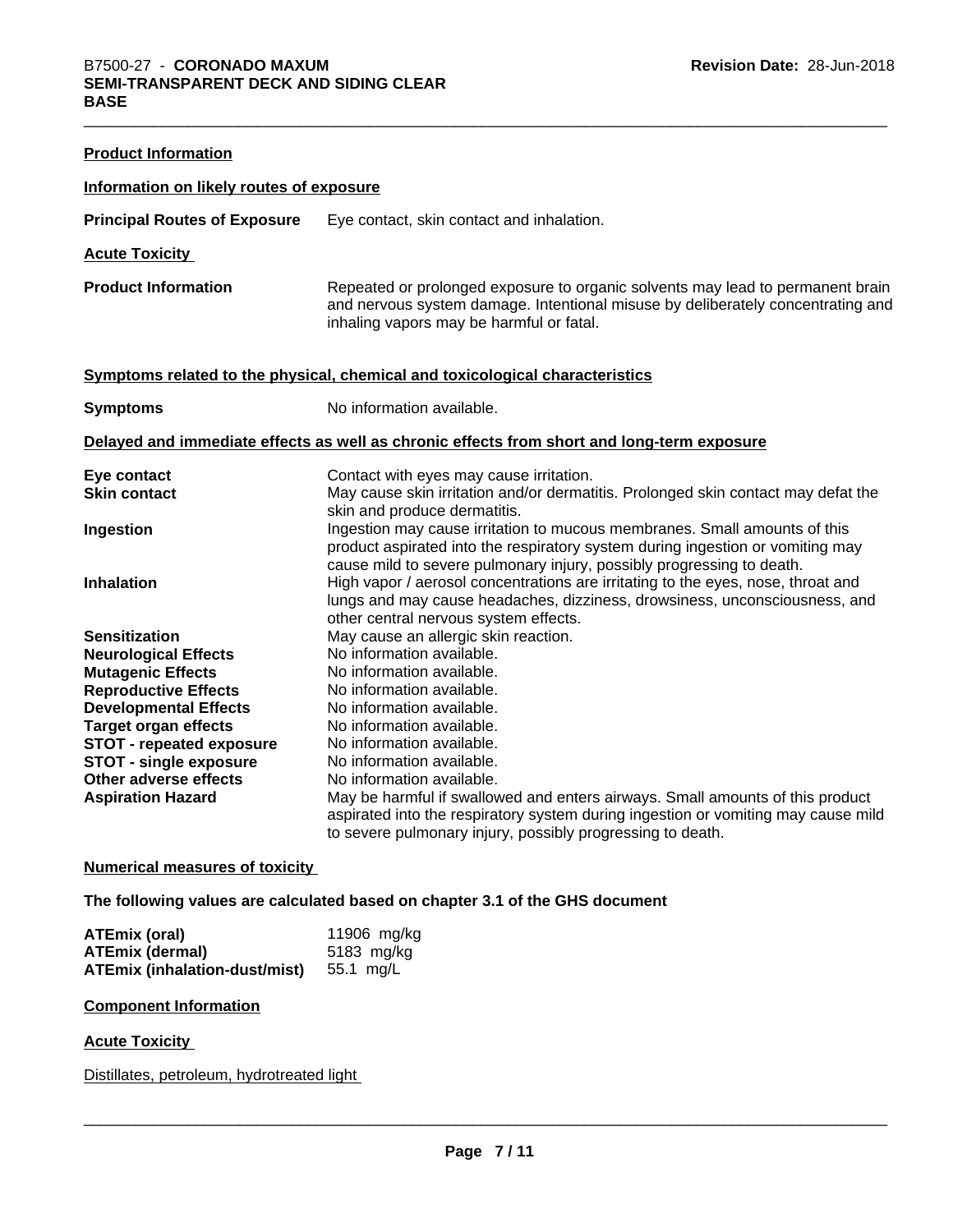**Product Information**

**Information on likely routes of exposure**

**Principal Routes of Exposure** Eye contact, skin contact and inhalation.

**Acute Toxicity**

**Product Information** Repeated or prolonged exposure to organic solvents may lead to permanent brain and nervous system damage. Intentional misuse by deliberately concentrating and inhaling vapors may be harmful or fatal.

**Symptoms related to the physical, chemical and toxicological characteristics**

**Symptoms** No information available.

**Delayed and immediate effects as well as chronic effects from short and long-term exposure**

| | |
|---|---|
| **Eye contact** | Contact with eyes may cause irritation. |
| **Skin contact** | May cause skin irritation and/or dermatitis. Prolonged skin contact may defat the skin and produce dermatitis. |
| **Ingestion** | Ingestion may cause irritation to mucous membranes. Small amounts of this product aspirated into the respiratory system during ingestion or vomiting may cause mild to severe pulmonary injury, possibly progressing to death. |
| **Inhalation** | High vapor / aerosol concentrations are irritating to the eyes, nose, throat and lungs and may cause headaches, dizziness, drowsiness, unconsciousness, and other central nervous system effects. |
| **Sensitization** | May cause an allergic skin reaction. |
| **Neurological Effects** | No information available. |
| **Mutagenic Effects** | No information available. |
| **Reproductive Effects** | No information available. |
| **Developmental Effects** | No information available. |
| **Target organ effects** | No information available. |
| **STOT - repeated exposure** | No information available. |
| **STOT - single exposure** | No information available. |
| **Other adverse effects** | No information available. |
| **Aspiration Hazard** | May be harmful if swallowed and enters airways. Small amounts of this product aspirated into the respiratory system during ingestion or vomiting may cause mild to severe pulmonary injury, possibly progressing to death. |

**Numerical measures of toxicity**

**The following values are calculated based on chapter 3.1 of the GHS document**

| | |
|---|---|
| **ATEmix (oral)** | 11906 mg/kg |
| **ATEmix (dermal)** | 5183 mg/kg |
| **ATEmix (inhalation-dust/mist)** | 55.1 mg/L |

**Component Information**

**Acute Toxicity**

Distillates, petroleum, hydrotreated light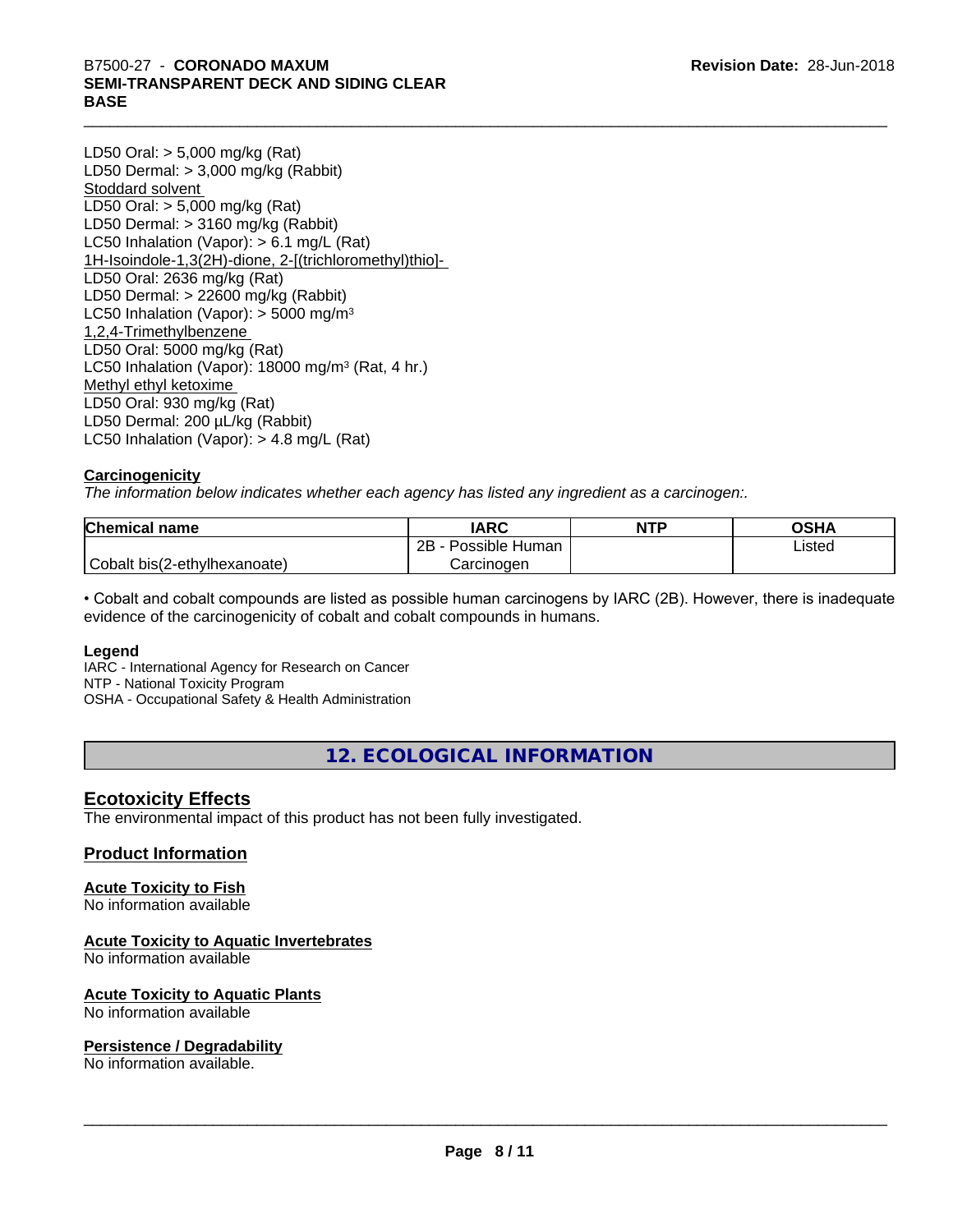LD50 Oral: > 5,000 mg/kg (Rat)
LD50 Dermal: > 3,000 mg/kg (Rabbit)

Stoddard solvent
LD50 Oral: > 5,000 mg/kg (Rat)
LD50 Dermal: > 3160 mg/kg (Rabbit)
LC50 Inhalation (Vapor): > 6.1 mg/L (Rat)

1H-Isoindole-1,3(2H)-dione, 2-[(trichloromethyl)thio]-
LD50 Oral: 2636 mg/kg (Rat)
LD50 Dermal: > 22600 mg/kg (Rabbit)
LC50 Inhalation (Vapor): > 5000 mg/m³

1,2,4-Trimethylbenzene
LD50 Oral: 5000 mg/kg (Rat)
LC50 Inhalation (Vapor): 18000 mg/m³ (Rat, 4 hr.)

Methyl ethyl ketoxime
LD50 Oral: 930 mg/kg (Rat)
LD50 Dermal: 200 µL/kg (Rabbit)
LC50 Inhalation (Vapor): > 4.8 mg/L (Rat)

**Carcinogenicity**

*The information below indicates whether each agency has listed any ingredient as a carcinogen:.*

| Chemical name | IARC | NTP | OSHA |
|---|---|---|---|
| Cobalt bis(2-ethylhexanoate) | 2B - Possible Human Carcinogen | | Listed |

• Cobalt and cobalt compounds are listed as possible human carcinogens by IARC (2B). However, there is inadequate evidence of the carcinogenicity of cobalt and cobalt compounds in humans.

**Legend**
IARC - International Agency for Research on Cancer
NTP - National Toxicity Program
OSHA - Occupational Safety & Health Administration

## 12. ECOLOGICAL INFORMATION

### Ecotoxicity Effects

The environmental impact of this product has not been fully investigated.

### Product Information

**Acute Toxicity to Fish**
No information available

**Acute Toxicity to Aquatic Invertebrates**
No information available

**Acute Toxicity to Aquatic Plants**
No information available

**Persistence / Degradability**
No information available.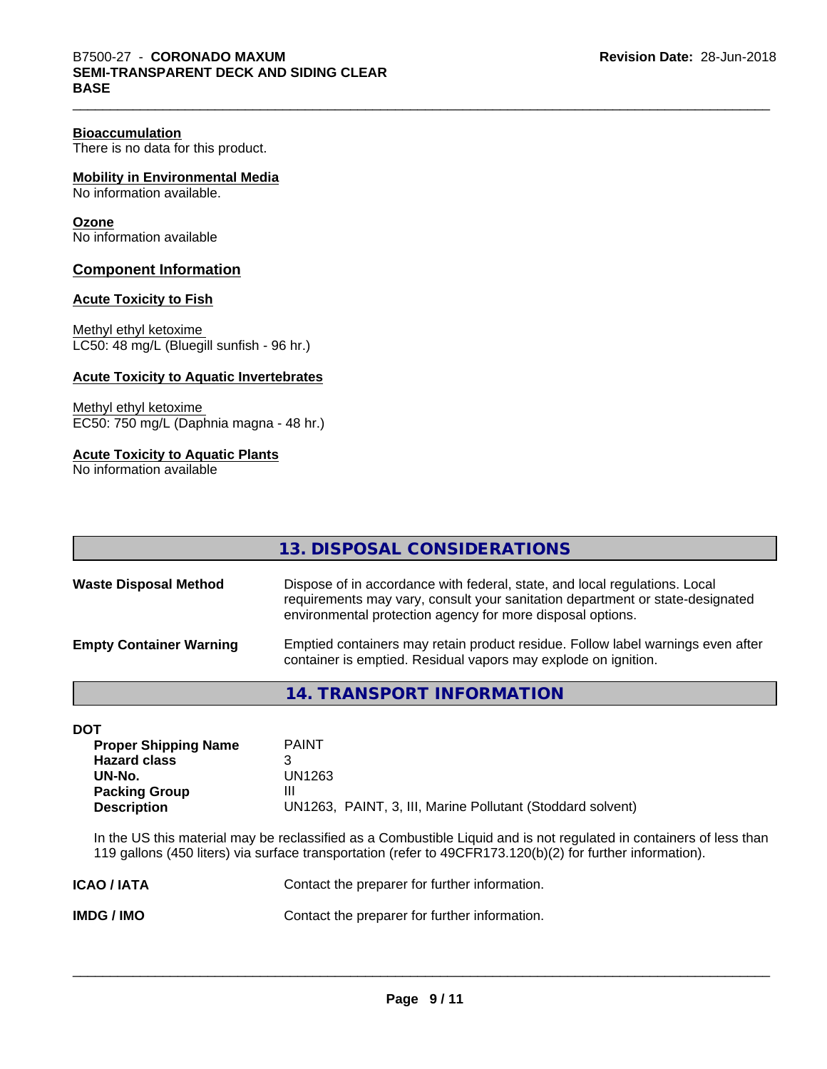**Bioaccumulation**
There is no data for this product.

**Mobility in Environmental Media**
No information available.

**Ozone**
No information available

## Component Information

**Acute Toxicity to Fish**

Methyl ethyl ketoxime
LC50: 48 mg/L (Bluegill sunfish - 96 hr.)

**Acute Toxicity to Aquatic Invertebrates**

Methyl ethyl ketoxime
EC50: 750 mg/L (Daphnia magna - 48 hr.)

**Acute Toxicity to Aquatic Plants**
No information available

## 13. DISPOSAL CONSIDERATIONS

| | |
|---|---|
| **Waste Disposal Method** | Dispose of in accordance with federal, state, and local regulations. Local requirements may vary, consult your sanitation department or state-designated environmental protection agency for more disposal options. |
| **Empty Container Warning** | Emptied containers may retain product residue. Follow label warnings even after container is emptied. Residual vapors may explode on ignition. |

## 14. TRANSPORT INFORMATION

**DOT**

| | |
|---|---|
| **Proper Shipping Name** | PAINT |
| **Hazard class** | 3 |
| **UN-No.** | UN1263 |
| **Packing Group** | III |
| **Description** | UN1263, PAINT, 3, III, Marine Pollutant (Stoddard solvent) |

In the US this material may be reclassified as a Combustible Liquid and is not regulated in containers of less than 119 gallons (450 liters) via surface transportation (refer to 49CFR173.120(b)(2) for further information).

| | |
|---|---|
| **ICAO / IATA** | Contact the preparer for further information. |
| **IMDG / IMO** | Contact the preparer for further information. |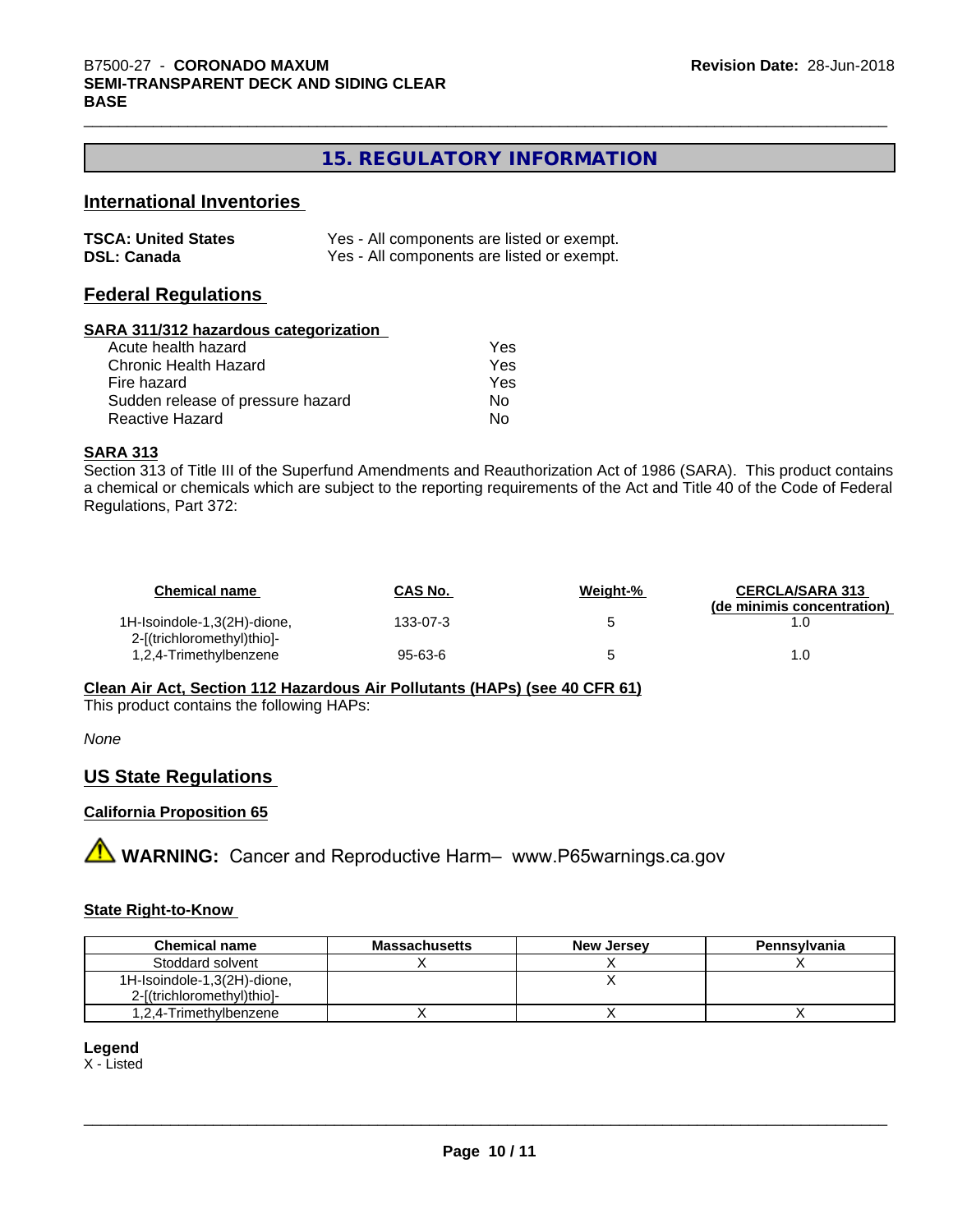## 15. REGULATORY INFORMATION

### International Inventories

**TSCA: United States** Yes - All components are listed or exempt.
**DSL: Canada** Yes - All components are listed or exempt.

### Federal Regulations

**SARA 311/312 hazardous categorization**

| | |
|---|---|
| Acute health hazard | Yes |
| Chronic Health Hazard | Yes |
| Fire hazard | Yes |
| Sudden release of pressure hazard | No |
| Reactive Hazard | No |

**SARA 313**

Section 313 of Title III of the Superfund Amendments and Reauthorization Act of 1986 (SARA). This product contains a chemical or chemicals which are subject to the reporting requirements of the Act and Title 40 of the Code of Federal Regulations, Part 372:

| Chemical name | CAS No. | Weight-% | CERCLA/SARA 313 (de minimis concentration) |
|---|---|---|---|
| 1H-Isoindole-1,3(2H)-dione, 2-[(trichloromethyl)thio]- | 133-07-3 | 5 | 1.0 |
| 1,2,4-Trimethylbenzene | 95-63-6 | 5 | 1.0 |

**Clean Air Act, Section 112 Hazardous Air Pollutants (HAPs) (see 40 CFR 61)**

This product contains the following HAPs:

*None*

### US State Regulations

**California Proposition 65**

**WARNING:** Cancer and Reproductive Harm– www.P65warnings.ca.gov

**State Right-to-Know**

| Chemical name | Massachusetts | New Jersey | Pennsylvania |
|---|---|---|---|
| Stoddard solvent | X | X | X |
| 1H-Isoindole-1,3(2H)-dione, 2-[(trichloromethyl)thio]- | | X | |
| 1,2,4-Trimethylbenzene | X | X | X |

**Legend**

X - Listed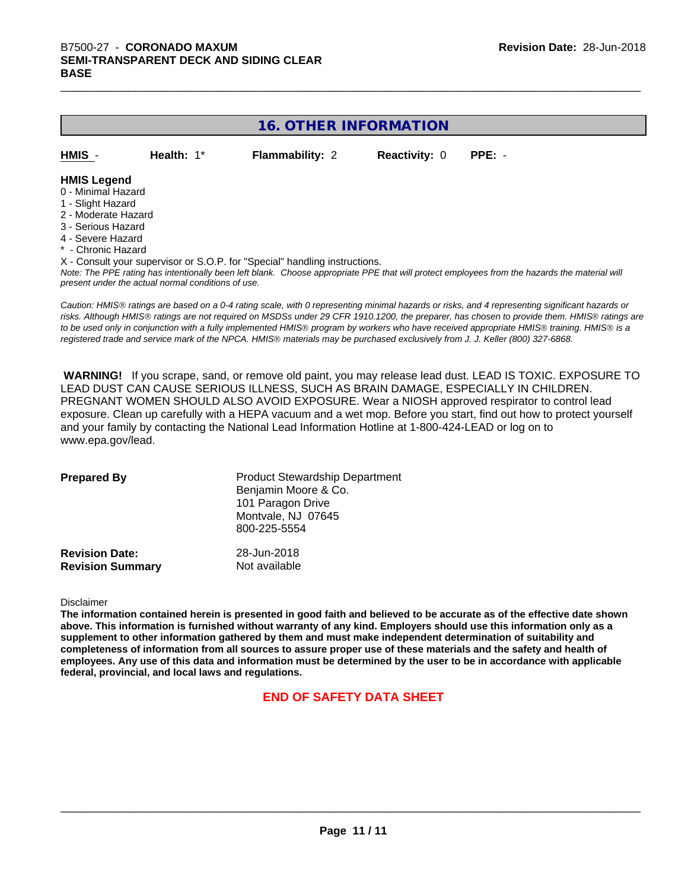## 16. OTHER INFORMATION

| HMIS - | Health: 1* | Flammability: 2 | Reactivity: 0 | PPE: - |
|---|---|---|---|---|

**HMIS Legend**

0 - Minimal Hazard
1 - Slight Hazard
2 - Moderate Hazard
3 - Serious Hazard
4 - Severe Hazard
* - Chronic Hazard
X - Consult your supervisor or S.O.P. for "Special" handling instructions.

*Note: The PPE rating has intentionally been left blank. Choose appropriate PPE that will protect employees from the hazards the material will present under the actual normal conditions of use.*

*Caution: HMIS® ratings are based on a 0-4 rating scale, with 0 representing minimal hazards or risks, and 4 representing significant hazards or risks. Although HMIS® ratings are not required on MSDSs under 29 CFR 1910.1200, the preparer, has chosen to provide them. HMIS® ratings are to be used only in conjunction with a fully implemented HMIS® program by workers who have received appropriate HMIS® training. HMIS® is a registered trade and service mark of the NPCA. HMIS® materials may be purchased exclusively from J. J. Keller (800) 327-6868.*

**WARNING!** If you scrape, sand, or remove old paint, you may release lead dust. LEAD IS TOXIC. EXPOSURE TO LEAD DUST CAN CAUSE SERIOUS ILLNESS, SUCH AS BRAIN DAMAGE, ESPECIALLY IN CHILDREN. PREGNANT WOMEN SHOULD ALSO AVOID EXPOSURE. Wear a NIOSH approved respirator to control lead exposure. Clean up carefully with a HEPA vacuum and a wet mop. Before you start, find out how to protect yourself and your family by contacting the National Lead Information Hotline at 1-800-424-LEAD or log on to www.epa.gov/lead.

| | |
|---|---|
| **Prepared By** | Product Stewardship Department<br>Benjamin Moore & Co.<br>101 Paragon Drive<br>Montvale, NJ 07645<br>800-225-5554 |
| **Revision Date:** | 28-Jun-2018 |
| **Revision Summary** | Not available |

Disclaimer

**The information contained herein is presented in good faith and believed to be accurate as of the effective date shown above. This information is furnished without warranty of any kind. Employers should use this information only as a supplement to other information gathered by them and must make independent determination of suitability and completeness of information from all sources to assure proper use of these materials and the safety and health of employees. Any use of this data and information must be determined by the user to be in accordance with applicable federal, provincial, and local laws and regulations.**

**END OF SAFETY DATA SHEET**